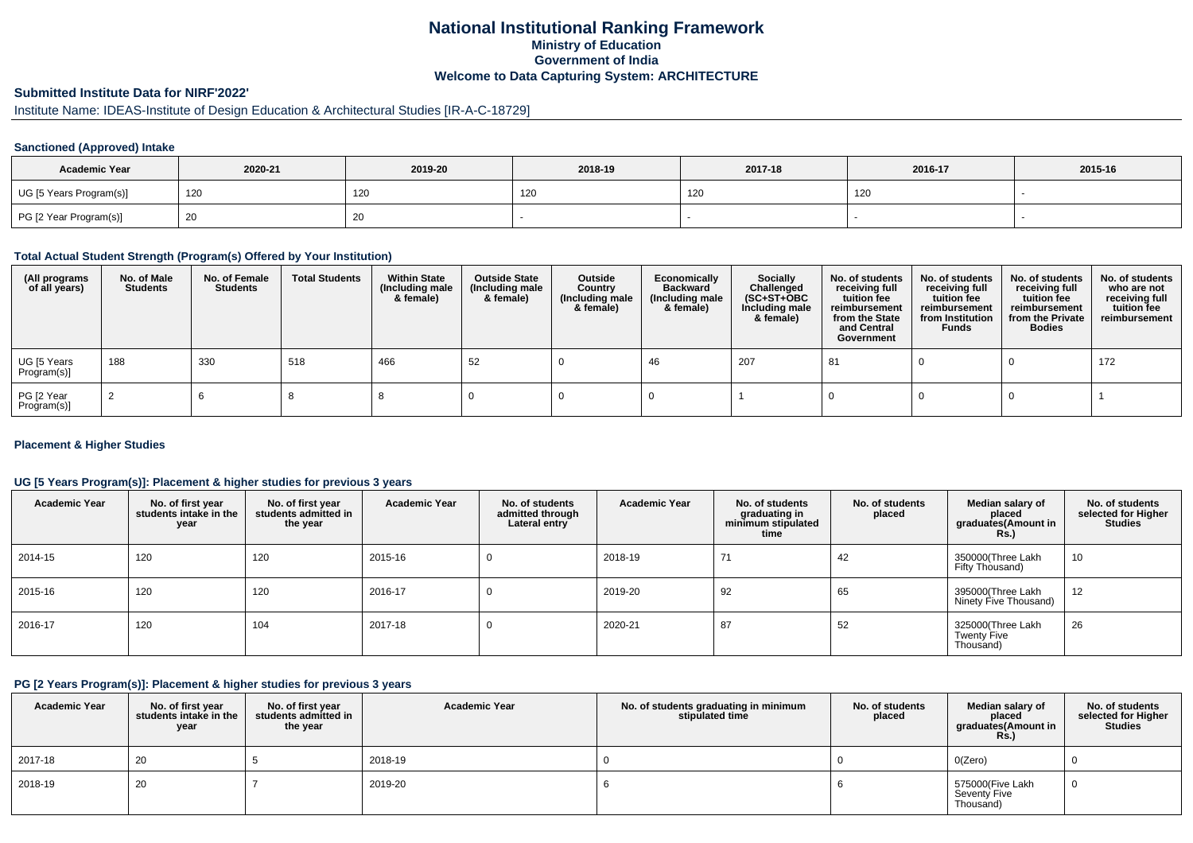# National Institutional Ranking Framework
## Ministry of Education
## Government of India
## Welcome to Data Capturing System: ARCHITECTURE

### Submitted Institute Data for NIRF'2022'

Institute Name: IDEAS-Institute of Design Education & Architectural Studies [IR-A-C-18729]

#### Sanctioned (Approved) Intake

| Academic Year | 2020-21 | 2019-20 | 2018-19 | 2017-18 | 2016-17 | 2015-16 |
|---|---|---|---|---|---|---|
| UG [5 Years Program(s)] | 120 | 120 | 120 | 120 | 120 | - |
| PG [2 Year Program(s)] | 20 | 20 | - | - | - | - |

#### Total Actual Student Strength (Program(s) Offered by Your Institution)

| (All programs of all years) | No. of Male Students | No. of Female Students | Total Students | Within State (Including male & female) | Outside State (Including male & female) | Outside Country (Including male & female) | Economically Backward (Including male & female) | Socially Challenged (SC+ST+OBC Including male & female) | No. of students receiving full tuition fee reimbursement from the State and Central Government | No. of students receiving full tuition fee reimbursement from Institution Funds | No. of students receiving full tuition fee reimbursement from the Private Bodies | No. of students who are not receiving full tuition fee reimbursement |
|---|---|---|---|---|---|---|---|---|---|---|---|---|
| UG [5 Years Program(s)] | 188 | 330 | 518 | 466 | 52 | 0 | 46 | 207 | 81 | 0 | 0 | 172 |
| PG [2 Year Program(s)] | 2 | 6 | 8 | 8 | 0 | 0 | 0 | 1 | 0 | 0 | 0 | 1 |

#### Placement & Higher Studies

#### UG [5 Years Program(s)]: Placement & higher studies for previous 3 years

| Academic Year | No. of first year students intake in the year | No. of first year students admitted in the year | Academic Year | No. of students admitted through Lateral entry | Academic Year | No. of students graduating in minimum stipulated time | No. of students placed | Median salary of placed graduates(Amount in Rs.) | No. of students selected for Higher Studies |
|---|---|---|---|---|---|---|---|---|---|
| 2014-15 | 120 | 120 | 2015-16 | 0 | 2018-19 | 71 | 42 | 350000(Three Lakh Fifty Thousand) | 10 |
| 2015-16 | 120 | 120 | 2016-17 | 0 | 2019-20 | 92 | 65 | 395000(Three Lakh Ninety Five Thousand) | 12 |
| 2016-17 | 120 | 104 | 2017-18 | 0 | 2020-21 | 87 | 52 | 325000(Three Lakh Twenty Five Thousand) | 26 |

#### PG [2 Years Program(s)]: Placement & higher studies for previous 3 years

| Academic Year | No. of first year students intake in the year | No. of first year students admitted in the year | Academic Year | No. of students graduating in minimum stipulated time | No. of students placed | Median salary of placed graduates(Amount in Rs.) | No. of students selected for Higher Studies |
|---|---|---|---|---|---|---|---|
| 2017-18 | 20 | 5 | 2018-19 | 0 | 0 | 0(Zero) | 0 |
| 2018-19 | 20 | 7 | 2019-20 | 6 | 6 | 575000(Five Lakh Seventy Five Thousand) | 0 |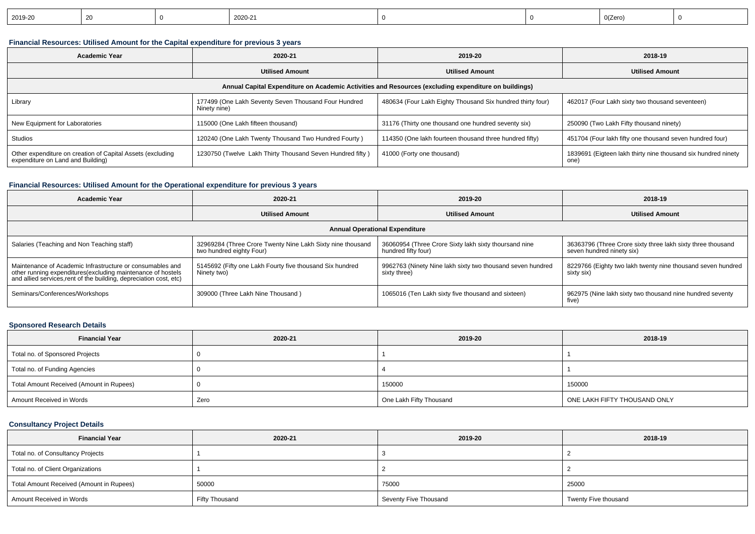| 2019-20 | 20 | 0 | 2020-21 | 0 | 0 | 0(Zero) | 0 |
|---|---|---|---|---|---|---|---|

### Financial Resources: Utilised Amount for the Capital expenditure for previous 3 years

| Academic Year | 2020-21 | 2019-20 | 2018-19 |
|---|---|---|---|
| | Utilised Amount | Utilised Amount | Utilised Amount |
| Annual Capital Expenditure on Academic Activities and Resources (excluding expenditure on buildings) | | | |
| Library | 177499 (One Lakh Seventy Seven Thousand Four Hundred Ninety nine) | 480634 (Four Lakh Eighty Thousand Six hundred thirty four) | 462017 (Four Lakh sixty two thousand seventeen) |
| New Equipment for Laboratories | 115000 (One Lakh fifteen thousand) | 31176 (Thirty one thousand one hundred seventy six) | 250090 (Two Lakh Fifty thousand ninety) |
| Studios | 120240 (One Lakh Twenty Thousand Two Hundred Fourty ) | 114350 (One lakh fourteen thousand three hundred fifty) | 451704 (Four lakh fifty one thousand seven hundred four) |
| Other expenditure on creation of Capital Assets (excluding expenditure on Land and Building) | 1230750 (Twelve Lakh Thirty Thousand Seven Hundred fifty ) | 41000 (Forty one thousand) | 1839691 (Eigteen lakh thirty nine thousand six hundred ninety one) |

### Financial Resources: Utilised Amount for the Operational expenditure for previous 3 years

| Academic Year | 2020-21 | 2019-20 | 2018-19 |
|---|---|---|---|
| | Utilised Amount | Utilised Amount | Utilised Amount |
| Annual Operational Expenditure | | | |
| Salaries (Teaching and Non Teaching staff) | 32969284 (Three Crore Twenty Nine Lakh Sixty nine thousand two hundred eighty Four) | 36060954 (Three Crore Sixty lakh sixty thousand nine hundred fifty four) | 36363796 (Three Crore sixty three lakh sixty three thousand seven hundred ninety six) |
| Maintenance of Academic Infrastructure or consumables and other running expenditures(excluding maintenance of hostels and allied services,rent of the building, depreciation cost, etc) | 5145692 (Fifty one Lakh Fourty five thousand Six hundred Ninety two) | 9962763 (Ninety Nine lakh sixty two thousand seven hundred sixty three) | 8229766 (Eighty two lakh twenty nine thousand seven hundred sixty six) |
| Seminars/Conferences/Workshops | 309000 (Three Lakh Nine Thousand ) | 1065016 (Ten Lakh sixty five thousand and sixteen) | 962975 (Nine lakh sixty two thousand nine hundred seventy five) |

### Sponsored Research Details

| Financial Year | 2020-21 | 2019-20 | 2018-19 |
|---|---|---|---|
| Total no. of Sponsored Projects | 0 | 1 | 1 |
| Total no. of Funding Agencies | 0 | 4 | 1 |
| Total Amount Received (Amount in Rupees) | 0 | 150000 | 150000 |
| Amount Received in Words | Zero | One Lakh Fifty Thousand | ONE LAKH FIFTY THOUSAND ONLY |

### Consultancy Project Details

| Financial Year | 2020-21 | 2019-20 | 2018-19 |
|---|---|---|---|
| Total no. of Consultancy Projects | 1 | 3 | 2 |
| Total no. of Client Organizations | 1 | 2 | 2 |
| Total Amount Received (Amount in Rupees) | 50000 | 75000 | 25000 |
| Amount Received in Words | Fifty Thousand | Seventy Five Thousand | Twenty Five thousand |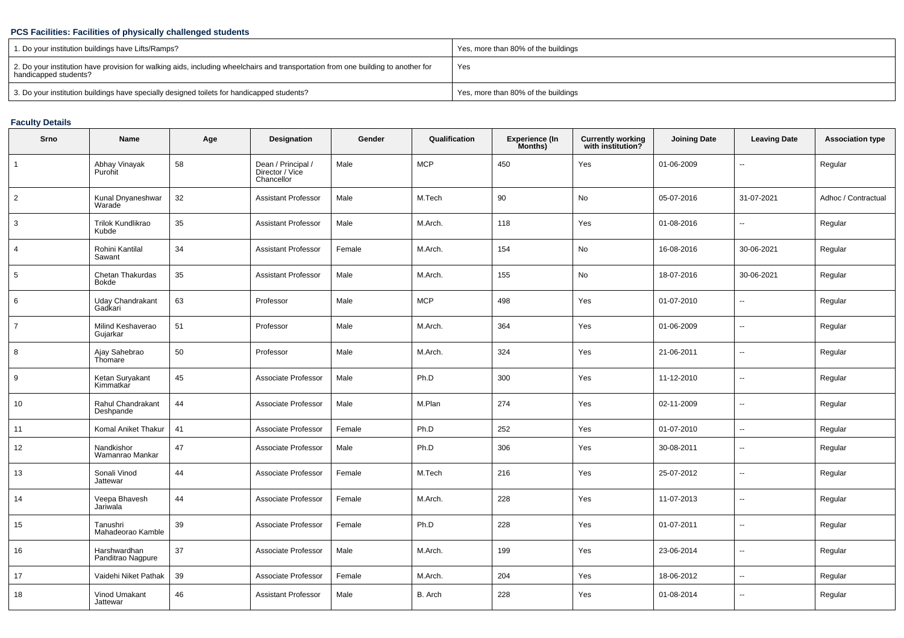**PCS Facilities: Facilities of physically challenged students**

| 1. Do your institution buildings have Lifts/Ramps? | Yes, more than 80% of the buildings |
|---|---|
| 2. Do your institution have provision for walking aids, including wheelchairs and transportation from one building to another for handicapped students? | Yes |
| 3. Do your institution buildings have specially designed toilets for handicapped students? | Yes, more than 80% of the buildings |

**Faculty Details**

| Srno | Name | Age | Designation | Gender | Qualification | Experience (In Months) | Currently working with institution? | Joining Date | Leaving Date | Association type |
|---|---|---|---|---|---|---|---|---|---|---|
| 1 | Abhay Vinayak Purohit | 58 | Dean / Principal / Director / Vice Chancellor | Male | MCP | 450 | Yes | 01-06-2009 | -- | Regular |
| 2 | Kunal Dnyaneshwar Warade | 32 | Assistant Professor | Male | M.Tech | 90 | No | 05-07-2016 | 31-07-2021 | Adhoc / Contractual |
| 3 | Trilok Kundlikrao Kubde | 35 | Assistant Professor | Male | M.Arch. | 118 | Yes | 01-08-2016 | -- | Regular |
| 4 | Rohini Kantilal Sawant | 34 | Assistant Professor | Female | M.Arch. | 154 | No | 16-08-2016 | 30-06-2021 | Regular |
| 5 | Chetan Thakurdas Bokde | 35 | Assistant Professor | Male | M.Arch. | 155 | No | 18-07-2016 | 30-06-2021 | Regular |
| 6 | Uday Chandrakant Gadkari | 63 | Professor | Male | MCP | 498 | Yes | 01-07-2010 | -- | Regular |
| 7 | Milind Keshaverao Gujarkar | 51 | Professor | Male | M.Arch. | 364 | Yes | 01-06-2009 | -- | Regular |
| 8 | Ajay Sahebrao Thomare | 50 | Professor | Male | M.Arch. | 324 | Yes | 21-06-2011 | -- | Regular |
| 9 | Ketan Suryakant Kimmatkar | 45 | Associate Professor | Male | Ph.D | 300 | Yes | 11-12-2010 | -- | Regular |
| 10 | Rahul Chandrakant Deshpande | 44 | Associate Professor | Male | M.Plan | 274 | Yes | 02-11-2009 | -- | Regular |
| 11 | Komal Aniket Thakur | 41 | Associate Professor | Female | Ph.D | 252 | Yes | 01-07-2010 | -- | Regular |
| 12 | Nandkishor Wamanrao Mankar | 47 | Associate Professor | Male | Ph.D | 306 | Yes | 30-08-2011 | -- | Regular |
| 13 | Sonali Vinod Jattewar | 44 | Associate Professor | Female | M.Tech | 216 | Yes | 25-07-2012 | -- | Regular |
| 14 | Veepa Bhavesh Jariwala | 44 | Associate Professor | Female | M.Arch. | 228 | Yes | 11-07-2013 | -- | Regular |
| 15 | Tanushri Mahadeorao Kamble | 39 | Associate Professor | Female | Ph.D | 228 | Yes | 01-07-2011 | -- | Regular |
| 16 | Harshwardhan Panditrao Nagpure | 37 | Associate Professor | Male | M.Arch. | 199 | Yes | 23-06-2014 | -- | Regular |
| 17 | Vaidehi Niket Pathak | 39 | Associate Professor | Female | M.Arch. | 204 | Yes | 18-06-2012 | -- | Regular |
| 18 | Vinod Umakant Jattewar | 46 | Assistant Professor | Male | B. Arch | 228 | Yes | 01-08-2014 | -- | Regular |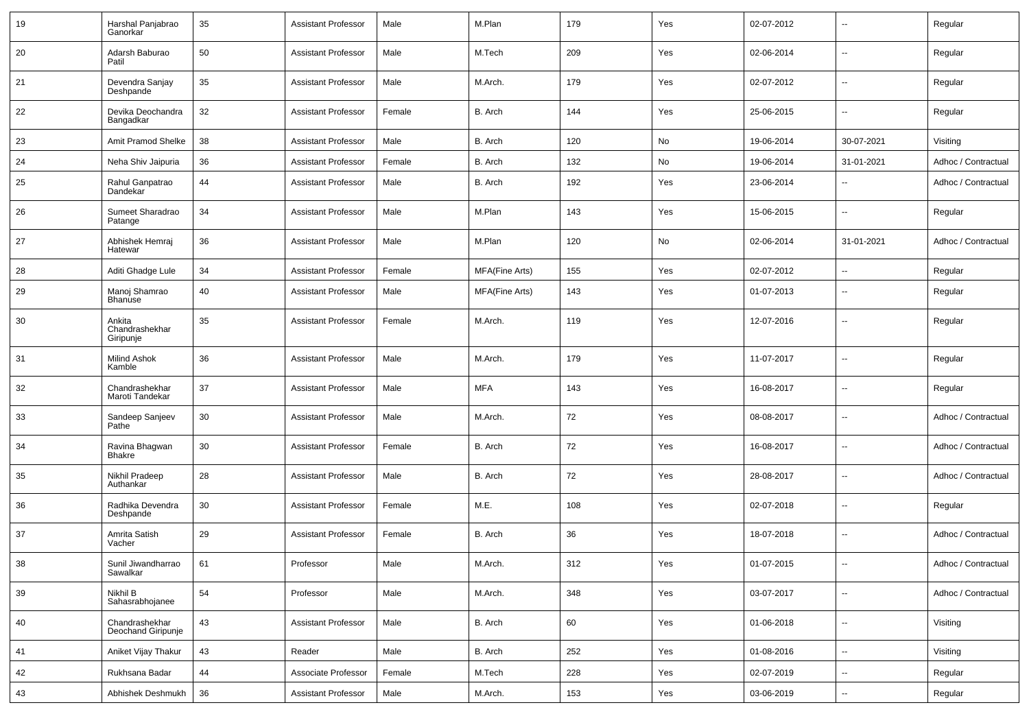| 19 | Harshal Panjabrao Ganorkar | 35 | Assistant Professor | Male | M.Plan | 179 | Yes | 02-07-2012 | -- | Regular |
|---|---|---|---|---|---|---|---|---|---|---|
| 20 | Adarsh Baburao Patil | 50 | Assistant Professor | Male | M.Tech | 209 | Yes | 02-06-2014 | -- | Regular |
| 21 | Devendra Sanjay Deshpande | 35 | Assistant Professor | Male | M.Arch. | 179 | Yes | 02-07-2012 | -- | Regular |
| 22 | Devika Deochandra Bangadkar | 32 | Assistant Professor | Female | B. Arch | 144 | Yes | 25-06-2015 | -- | Regular |
| 23 | Amit Pramod Shelke | 38 | Assistant Professor | Male | B. Arch | 120 | No | 19-06-2014 | 30-07-2021 | Visiting |
| 24 | Neha Shiv Jaipuria | 36 | Assistant Professor | Female | B. Arch | 132 | No | 19-06-2014 | 31-01-2021 | Adhoc / Contractual |
| 25 | Rahul Ganpatrao Dandekar | 44 | Assistant Professor | Male | B. Arch | 192 | Yes | 23-06-2014 | -- | Adhoc / Contractual |
| 26 | Sumeet Sharadrao Patange | 34 | Assistant Professor | Male | M.Plan | 143 | Yes | 15-06-2015 | -- | Regular |
| 27 | Abhishek Hemraj Hatewar | 36 | Assistant Professor | Male | M.Plan | 120 | No | 02-06-2014 | 31-01-2021 | Adhoc / Contractual |
| 28 | Aditi Ghadge Lule | 34 | Assistant Professor | Female | MFA(Fine Arts) | 155 | Yes | 02-07-2012 | -- | Regular |
| 29 | Manoj Shamrao Bhanuse | 40 | Assistant Professor | Male | MFA(Fine Arts) | 143 | Yes | 01-07-2013 | -- | Regular |
| 30 | Ankita Chandrashekhar Giripunje | 35 | Assistant Professor | Female | M.Arch. | 119 | Yes | 12-07-2016 | -- | Regular |
| 31 | Milind Ashok Kamble | 36 | Assistant Professor | Male | M.Arch. | 179 | Yes | 11-07-2017 | -- | Regular |
| 32 | Chandrashekhar Maroti Tandekar | 37 | Assistant Professor | Male | MFA | 143 | Yes | 16-08-2017 | -- | Regular |
| 33 | Sandeep Sanjeev Pathe | 30 | Assistant Professor | Male | M.Arch. | 72 | Yes | 08-08-2017 | -- | Adhoc / Contractual |
| 34 | Ravina Bhagwan Bhakre | 30 | Assistant Professor | Female | B. Arch | 72 | Yes | 16-08-2017 | -- | Adhoc / Contractual |
| 35 | Nikhil Pradeep Authankar | 28 | Assistant Professor | Male | B. Arch | 72 | Yes | 28-08-2017 | -- | Adhoc / Contractual |
| 36 | Radhika Devendra Deshpande | 30 | Assistant Professor | Female | M.E. | 108 | Yes | 02-07-2018 | -- | Regular |
| 37 | Amrita Satish Vacher | 29 | Assistant Professor | Female | B. Arch | 36 | Yes | 18-07-2018 | -- | Adhoc / Contractual |
| 38 | Sunil Jiwandharrao Sawalkar | 61 | Professor | Male | M.Arch. | 312 | Yes | 01-07-2015 | -- | Adhoc / Contractual |
| 39 | Nikhil B Sahasrabhojanee | 54 | Professor | Male | M.Arch. | 348 | Yes | 03-07-2017 | -- | Adhoc / Contractual |
| 40 | Chandrashekhar Deochand Giripunje | 43 | Assistant Professor | Male | B. Arch | 60 | Yes | 01-06-2018 | -- | Visiting |
| 41 | Aniket Vijay Thakur | 43 | Reader | Male | B. Arch | 252 | Yes | 01-08-2016 | -- | Visiting |
| 42 | Rukhsana Badar | 44 | Associate Professor | Female | M.Tech | 228 | Yes | 02-07-2019 | -- | Regular |
| 43 | Abhishek Deshmukh | 36 | Assistant Professor | Male | M.Arch. | 153 | Yes | 03-06-2019 | -- | Regular |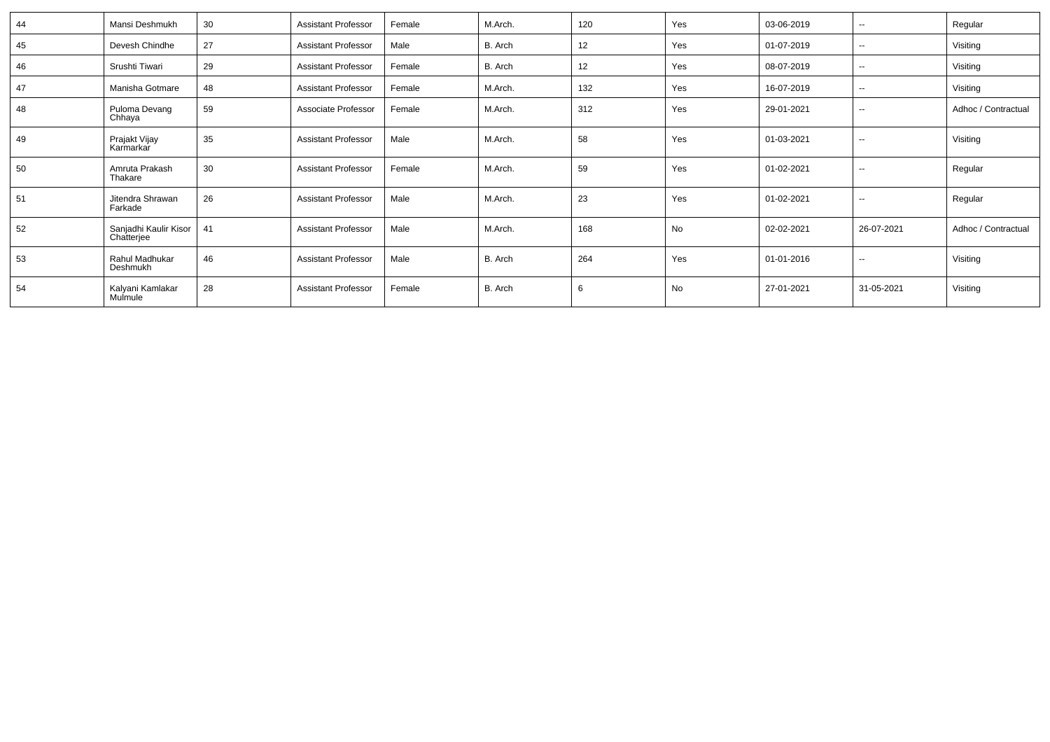| | | | | | | | | | | |
|---|---|---|---|---|---|---|---|---|---|---|
| 44 | Mansi Deshmukh | 30 | Assistant Professor | Female | M.Arch. | 120 | Yes | 03-06-2019 | -- | Regular |
| 45 | Devesh Chindhe | 27 | Assistant Professor | Male | B. Arch | 12 | Yes | 01-07-2019 | -- | Visiting |
| 46 | Srushti Tiwari | 29 | Assistant Professor | Female | B. Arch | 12 | Yes | 08-07-2019 | -- | Visiting |
| 47 | Manisha Gotmare | 48 | Assistant Professor | Female | M.Arch. | 132 | Yes | 16-07-2019 | -- | Visiting |
| 48 | Puloma Devang Chhaya | 59 | Associate Professor | Female | M.Arch. | 312 | Yes | 29-01-2021 | -- | Adhoc / Contractual |
| 49 | Prajakt Vijay Karmarkar | 35 | Assistant Professor | Male | M.Arch. | 58 | Yes | 01-03-2021 | -- | Visiting |
| 50 | Amruta Prakash Thakare | 30 | Assistant Professor | Female | M.Arch. | 59 | Yes | 01-02-2021 | -- | Regular |
| 51 | Jitendra Shrawan Farkade | 26 | Assistant Professor | Male | M.Arch. | 23 | Yes | 01-02-2021 | -- | Regular |
| 52 | Sanjadhi Kaulir Kisor Chatterjee | 41 | Assistant Professor | Male | M.Arch. | 168 | No | 02-02-2021 | 26-07-2021 | Adhoc / Contractual |
| 53 | Rahul Madhukar Deshmukh | 46 | Assistant Professor | Male | B. Arch | 264 | Yes | 01-01-2016 | -- | Visiting |
| 54 | Kalyani Kamlakar Mulmule | 28 | Assistant Professor | Female | B. Arch | 6 | No | 27-01-2021 | 31-05-2021 | Visiting |